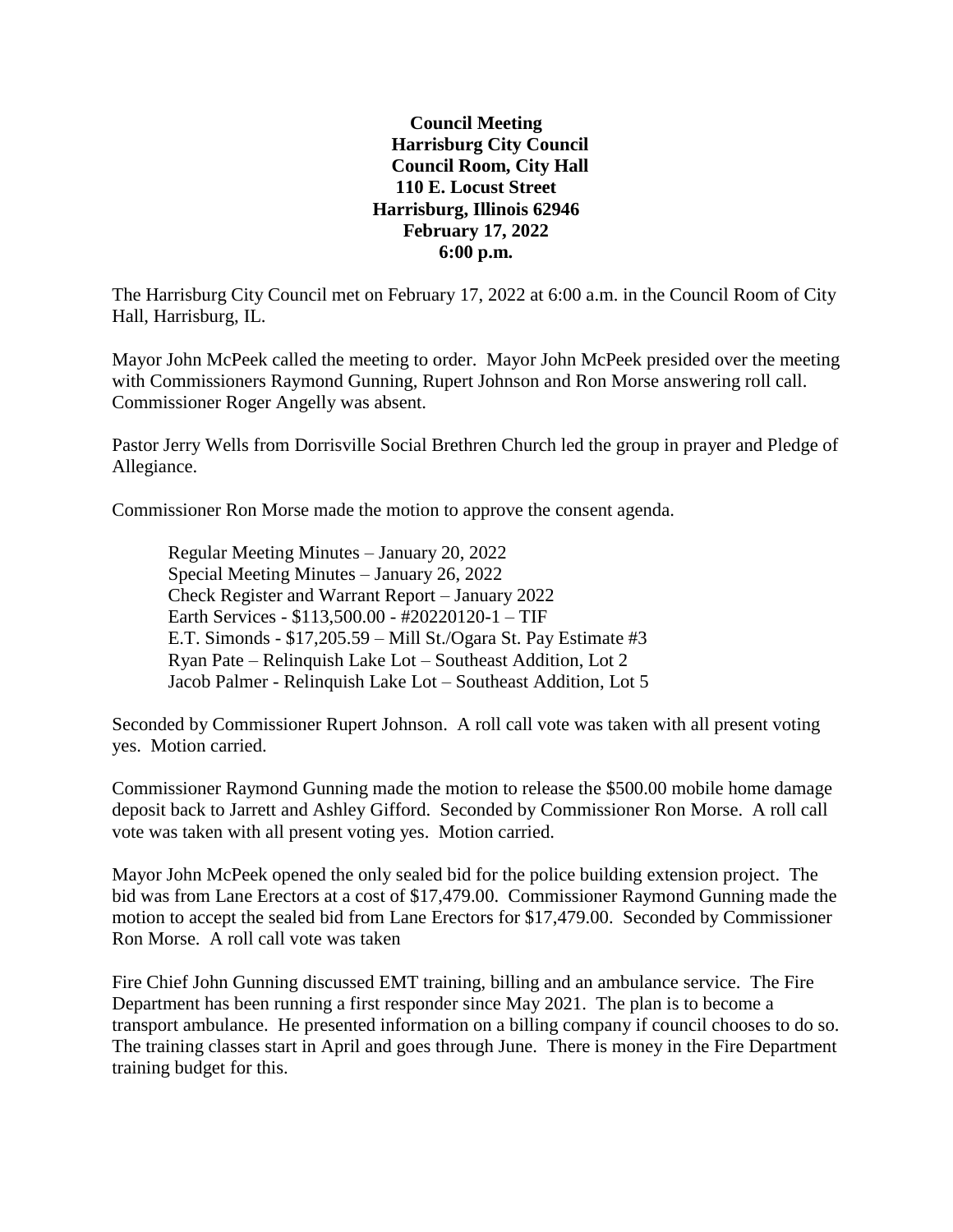**Council Meeting**
**Harrisburg City Council**
**Council Room, City Hall**
**110 E. Locust Street**
**Harrisburg, Illinois 62946**
**February 17, 2022**
**6:00 p.m.**

The Harrisburg City Council met on February 17, 2022 at 6:00 a.m. in the Council Room of City Hall, Harrisburg, IL.

Mayor John McPeek called the meeting to order. Mayor John McPeek presided over the meeting with Commissioners Raymond Gunning, Rupert Johnson and Ron Morse answering roll call. Commissioner Roger Angelly was absent.

Pastor Jerry Wells from Dorrisville Social Brethren Church led the group in prayer and Pledge of Allegiance.

Commissioner Ron Morse made the motion to approve the consent agenda.

Regular Meeting Minutes – January 20, 2022
Special Meeting Minutes – January 26, 2022
Check Register and Warrant Report – January 2022
Earth Services - $113,500.00 - #20220120-1 – TIF
E.T. Simonds - $17,205.59 – Mill St./Ogara St. Pay Estimate #3
Ryan Pate – Relinquish Lake Lot – Southeast Addition, Lot 2
Jacob Palmer - Relinquish Lake Lot – Southeast Addition, Lot 5

Seconded by Commissioner Rupert Johnson. A roll call vote was taken with all present voting yes. Motion carried.

Commissioner Raymond Gunning made the motion to release the $500.00 mobile home damage deposit back to Jarrett and Ashley Gifford. Seconded by Commissioner Ron Morse. A roll call vote was taken with all present voting yes. Motion carried.

Mayor John McPeek opened the only sealed bid for the police building extension project. The bid was from Lane Erectors at a cost of $17,479.00. Commissioner Raymond Gunning made the motion to accept the sealed bid from Lane Erectors for $17,479.00. Seconded by Commissioner Ron Morse. A roll call vote was taken

Fire Chief John Gunning discussed EMT training, billing and an ambulance service. The Fire Department has been running a first responder since May 2021. The plan is to become a transport ambulance. He presented information on a billing company if council chooses to do so. The training classes start in April and goes through June. There is money in the Fire Department training budget for this.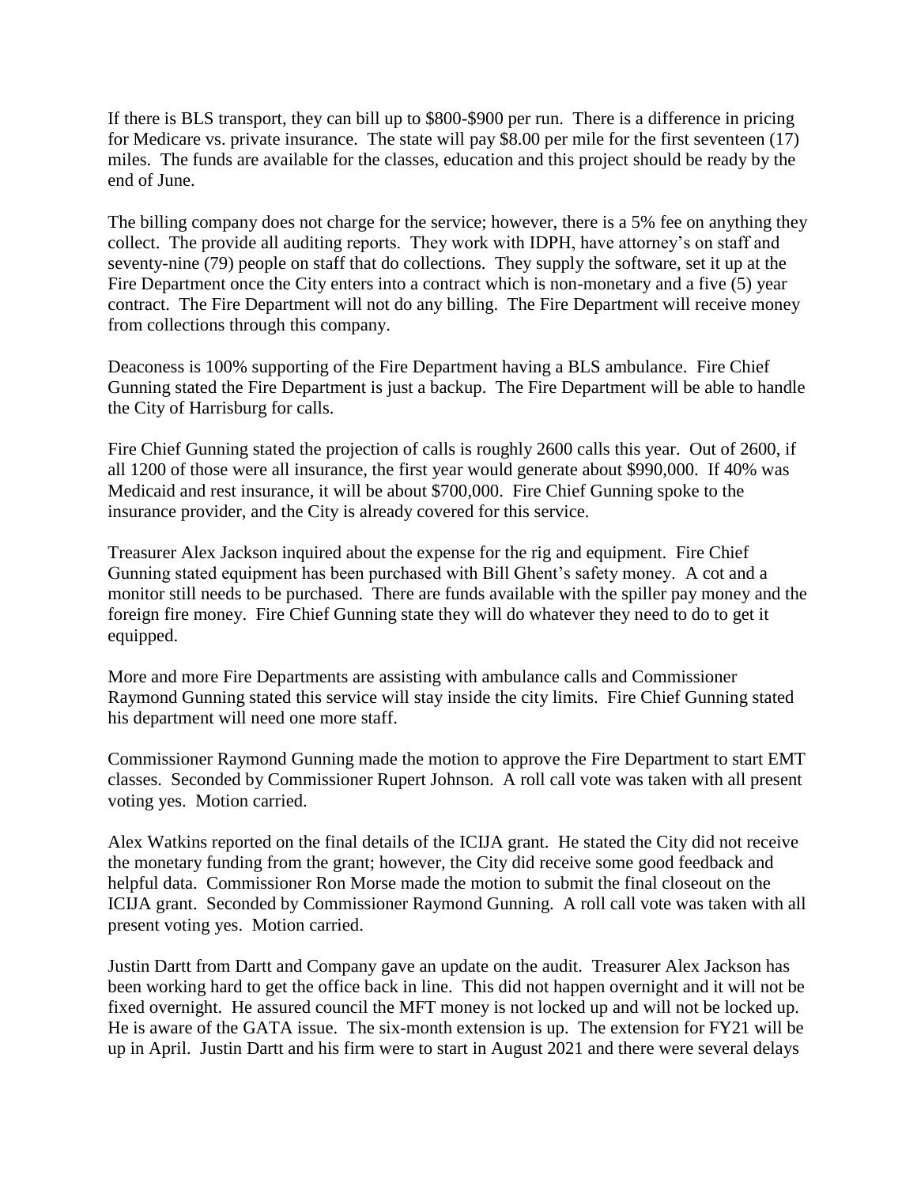If there is BLS transport, they can bill up to \$800-\$900 per run. There is a difference in pricing for Medicare vs. private insurance. The state will pay \$8.00 per mile for the first seventeen (17) miles. The funds are available for the classes, education and this project should be ready by the end of June.

The billing company does not charge for the service; however, there is a 5% fee on anything they collect. The provide all auditing reports. They work with IDPH, have attorney's on staff and seventy-nine (79) people on staff that do collections. They supply the software, set it up at the Fire Department once the City enters into a contract which is non-monetary and a five (5) year contract. The Fire Department will not do any billing. The Fire Department will receive money from collections through this company.

Deaconess is 100% supporting of the Fire Department having a BLS ambulance. Fire Chief Gunning stated the Fire Department is just a backup. The Fire Department will be able to handle the City of Harrisburg for calls.

Fire Chief Gunning stated the projection of calls is roughly 2600 calls this year. Out of 2600, if all 1200 of those were all insurance, the first year would generate about \$990,000. If 40% was Medicaid and rest insurance, it will be about \$700,000. Fire Chief Gunning spoke to the insurance provider, and the City is already covered for this service.

Treasurer Alex Jackson inquired about the expense for the rig and equipment. Fire Chief Gunning stated equipment has been purchased with Bill Ghent's safety money. A cot and a monitor still needs to be purchased. There are funds available with the spiller pay money and the foreign fire money. Fire Chief Gunning state they will do whatever they need to do to get it equipped.

More and more Fire Departments are assisting with ambulance calls and Commissioner Raymond Gunning stated this service will stay inside the city limits. Fire Chief Gunning stated his department will need one more staff.

Commissioner Raymond Gunning made the motion to approve the Fire Department to start EMT classes. Seconded by Commissioner Rupert Johnson. A roll call vote was taken with all present voting yes. Motion carried.

Alex Watkins reported on the final details of the ICIJA grant. He stated the City did not receive the monetary funding from the grant; however, the City did receive some good feedback and helpful data. Commissioner Ron Morse made the motion to submit the final closeout on the ICIJA grant. Seconded by Commissioner Raymond Gunning. A roll call vote was taken with all present voting yes. Motion carried.

Justin Dartt from Dartt and Company gave an update on the audit. Treasurer Alex Jackson has been working hard to get the office back in line. This did not happen overnight and it will not be fixed overnight. He assured council the MFT money is not locked up and will not be locked up. He is aware of the GATA issue. The six-month extension is up. The extension for FY21 will be up in April. Justin Dartt and his firm were to start in August 2021 and there were several delays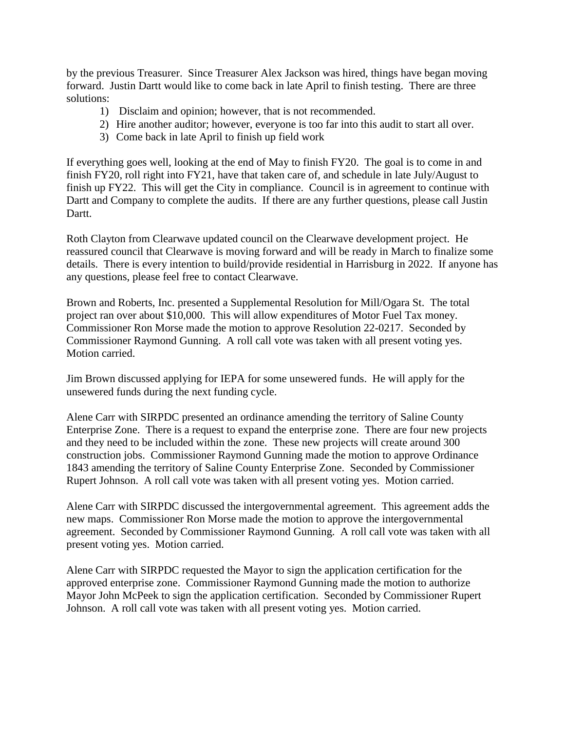by the previous Treasurer. Since Treasurer Alex Jackson was hired, things have began moving forward. Justin Dartt would like to come back in late April to finish testing. There are three solutions:

1) Disclaim and opinion; however, that is not recommended.
2) Hire another auditor; however, everyone is too far into this audit to start all over.
3) Come back in late April to finish up field work

If everything goes well, looking at the end of May to finish FY20. The goal is to come in and finish FY20, roll right into FY21, have that taken care of, and schedule in late July/August to finish up FY22. This will get the City in compliance. Council is in agreement to continue with Dartt and Company to complete the audits. If there are any further questions, please call Justin Dartt.

Roth Clayton from Clearwave updated council on the Clearwave development project. He reassured council that Clearwave is moving forward and will be ready in March to finalize some details. There is every intention to build/provide residential in Harrisburg in 2022. If anyone has any questions, please feel free to contact Clearwave.

Brown and Roberts, Inc. presented a Supplemental Resolution for Mill/Ogara St. The total project ran over about $10,000. This will allow expenditures of Motor Fuel Tax money. Commissioner Ron Morse made the motion to approve Resolution 22-0217. Seconded by Commissioner Raymond Gunning. A roll call vote was taken with all present voting yes. Motion carried.

Jim Brown discussed applying for IEPA for some unsewered funds. He will apply for the unsewered funds during the next funding cycle.

Alene Carr with SIRPDC presented an ordinance amending the territory of Saline County Enterprise Zone. There is a request to expand the enterprise zone. There are four new projects and they need to be included within the zone. These new projects will create around 300 construction jobs. Commissioner Raymond Gunning made the motion to approve Ordinance 1843 amending the territory of Saline County Enterprise Zone. Seconded by Commissioner Rupert Johnson. A roll call vote was taken with all present voting yes. Motion carried.

Alene Carr with SIRPDC discussed the intergovernmental agreement. This agreement adds the new maps. Commissioner Ron Morse made the motion to approve the intergovernmental agreement. Seconded by Commissioner Raymond Gunning. A roll call vote was taken with all present voting yes. Motion carried.

Alene Carr with SIRPDC requested the Mayor to sign the application certification for the approved enterprise zone. Commissioner Raymond Gunning made the motion to authorize Mayor John McPeek to sign the application certification. Seconded by Commissioner Rupert Johnson. A roll call vote was taken with all present voting yes. Motion carried.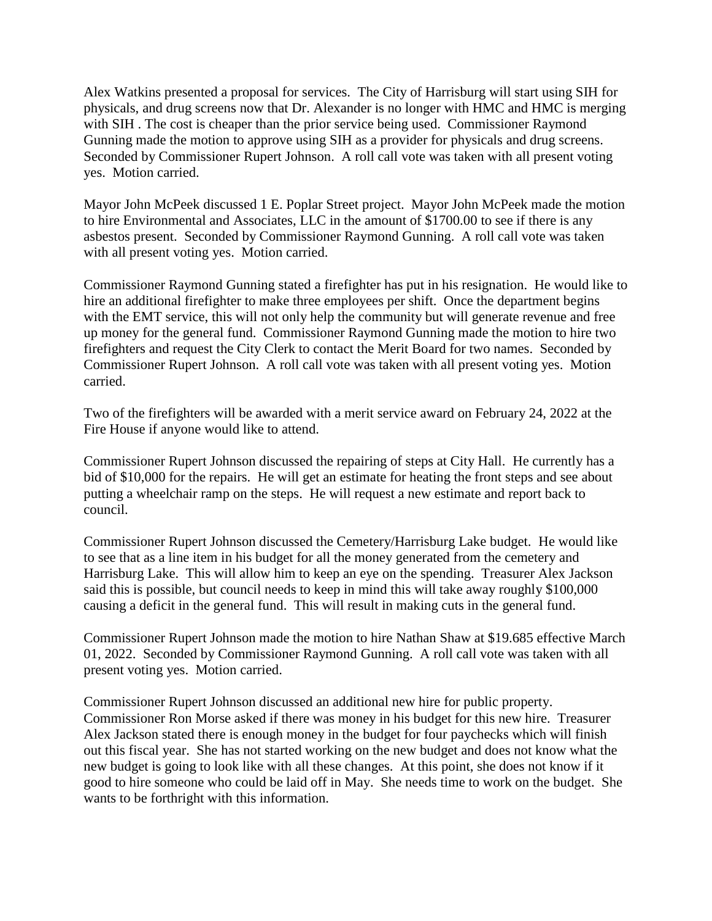Alex Watkins presented a proposal for services. The City of Harrisburg will start using SIH for physicals, and drug screens now that Dr. Alexander is no longer with HMC and HMC is merging with SIH . The cost is cheaper than the prior service being used. Commissioner Raymond Gunning made the motion to approve using SIH as a provider for physicals and drug screens. Seconded by Commissioner Rupert Johnson. A roll call vote was taken with all present voting yes. Motion carried.

Mayor John McPeek discussed 1 E. Poplar Street project. Mayor John McPeek made the motion to hire Environmental and Associates, LLC in the amount of $1700.00 to see if there is any asbestos present. Seconded by Commissioner Raymond Gunning. A roll call vote was taken with all present voting yes. Motion carried.

Commissioner Raymond Gunning stated a firefighter has put in his resignation. He would like to hire an additional firefighter to make three employees per shift. Once the department begins with the EMT service, this will not only help the community but will generate revenue and free up money for the general fund. Commissioner Raymond Gunning made the motion to hire two firefighters and request the City Clerk to contact the Merit Board for two names. Seconded by Commissioner Rupert Johnson. A roll call vote was taken with all present voting yes. Motion carried.

Two of the firefighters will be awarded with a merit service award on February 24, 2022 at the Fire House if anyone would like to attend.

Commissioner Rupert Johnson discussed the repairing of steps at City Hall. He currently has a bid of $10,000 for the repairs. He will get an estimate for heating the front steps and see about putting a wheelchair ramp on the steps. He will request a new estimate and report back to council.

Commissioner Rupert Johnson discussed the Cemetery/Harrisburg Lake budget. He would like to see that as a line item in his budget for all the money generated from the cemetery and Harrisburg Lake. This will allow him to keep an eye on the spending. Treasurer Alex Jackson said this is possible, but council needs to keep in mind this will take away roughly $100,000 causing a deficit in the general fund. This will result in making cuts in the general fund.

Commissioner Rupert Johnson made the motion to hire Nathan Shaw at $19.685 effective March 01, 2022. Seconded by Commissioner Raymond Gunning. A roll call vote was taken with all present voting yes. Motion carried.

Commissioner Rupert Johnson discussed an additional new hire for public property. Commissioner Ron Morse asked if there was money in his budget for this new hire. Treasurer Alex Jackson stated there is enough money in the budget for four paychecks which will finish out this fiscal year. She has not started working on the new budget and does not know what the new budget is going to look like with all these changes. At this point, she does not know if it good to hire someone who could be laid off in May. She needs time to work on the budget. She wants to be forthright with this information.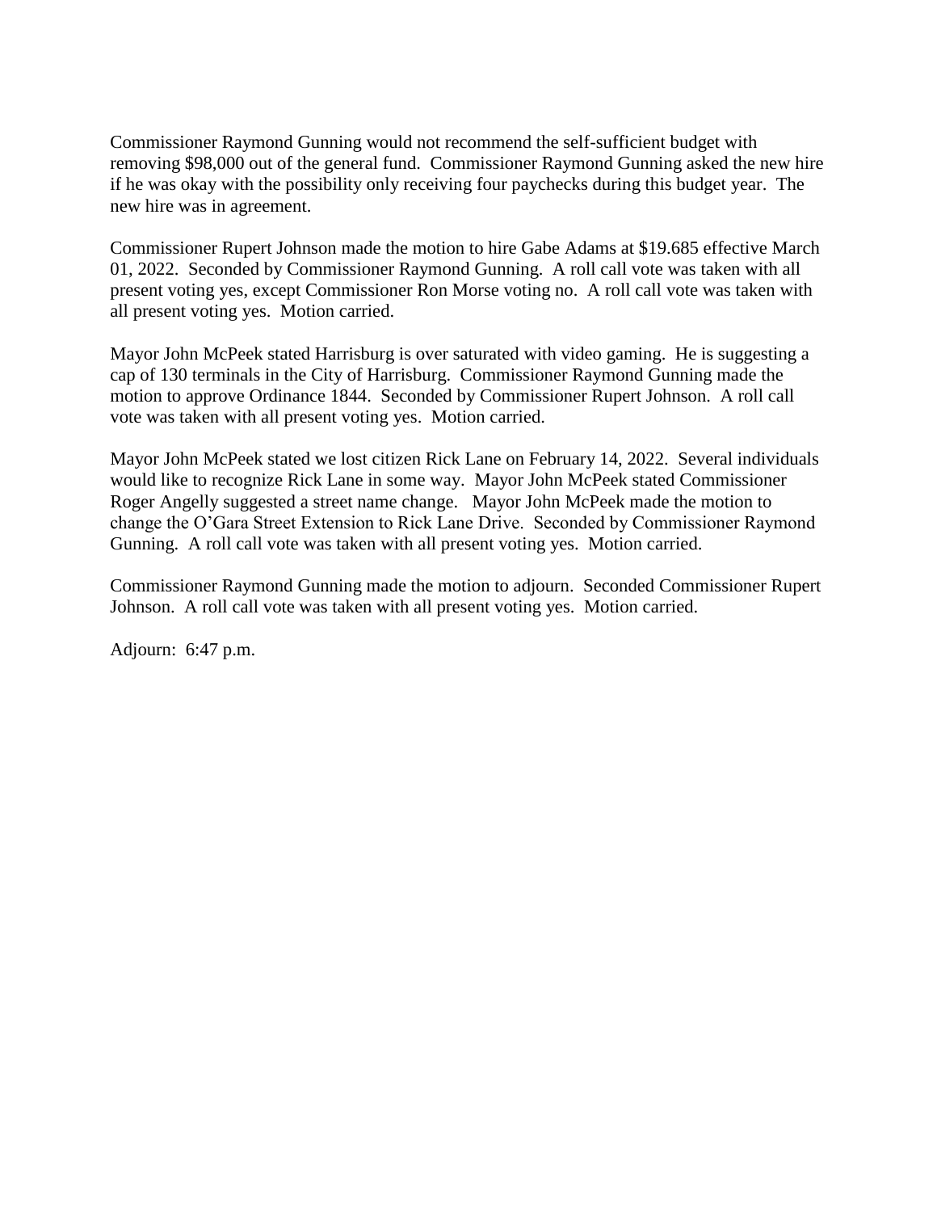Commissioner Raymond Gunning would not recommend the self-sufficient budget with removing $98,000 out of the general fund. Commissioner Raymond Gunning asked the new hire if he was okay with the possibility only receiving four paychecks during this budget year. The new hire was in agreement.

Commissioner Rupert Johnson made the motion to hire Gabe Adams at $19.685 effective March 01, 2022. Seconded by Commissioner Raymond Gunning. A roll call vote was taken with all present voting yes, except Commissioner Ron Morse voting no. A roll call vote was taken with all present voting yes. Motion carried.

Mayor John McPeek stated Harrisburg is over saturated with video gaming. He is suggesting a cap of 130 terminals in the City of Harrisburg. Commissioner Raymond Gunning made the motion to approve Ordinance 1844. Seconded by Commissioner Rupert Johnson. A roll call vote was taken with all present voting yes. Motion carried.

Mayor John McPeek stated we lost citizen Rick Lane on February 14, 2022. Several individuals would like to recognize Rick Lane in some way. Mayor John McPeek stated Commissioner Roger Angelly suggested a street name change. Mayor John McPeek made the motion to change the O'Gara Street Extension to Rick Lane Drive. Seconded by Commissioner Raymond Gunning. A roll call vote was taken with all present voting yes. Motion carried.

Commissioner Raymond Gunning made the motion to adjourn. Seconded Commissioner Rupert Johnson. A roll call vote was taken with all present voting yes. Motion carried.

Adjourn: 6:47 p.m.